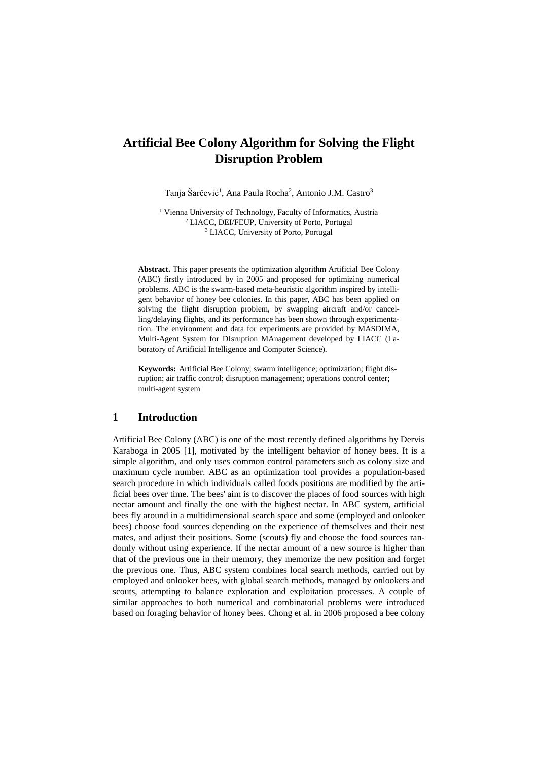# Artificial Bee Colony Algorithm for Solving the Flight Disruption Problem

Tanja Šarčević[1], Ana Paula Rocha[2], Antonio J.M. Castro[3]

[1] Vienna University of Technology, Faculty of Informatics, Austria
[2] LIACC, DEI/FEUP, University of Porto, Portugal
[3] LIACC, University of Porto, Portugal

**Abstract.** This paper presents the optimization algorithm Artificial Bee Colony (ABC) firstly introduced by in 2005 and proposed for optimizing numerical problems. ABC is the swarm-based meta-heuristic algorithm inspired by intelligent behavior of honey bee colonies. In this paper, ABC has been applied on solving the flight disruption problem, by swapping aircraft and/or cancelling/delaying flights, and its performance has been shown through experimentation. The environment and data for experiments are provided by MASDIMA, Multi-Agent System for DIsruption MAnagement developed by LIACC (Laboratory of Artificial Intelligence and Computer Science).

**Keywords:** Artificial Bee Colony; swarm intelligence; optimization; flight disruption; air traffic control; disruption management; operations control center; multi-agent system

## 1 Introduction

Artificial Bee Colony (ABC) is one of the most recently defined algorithms by Dervis Karaboga in 2005 [1], motivated by the intelligent behavior of honey bees. It is a simple algorithm, and only uses common control parameters such as colony size and maximum cycle number. ABC as an optimization tool provides a population-based search procedure in which individuals called foods positions are modified by the artificial bees over time. The bees' aim is to discover the places of food sources with high nectar amount and finally the one with the highest nectar. In ABC system, artificial bees fly around in a multidimensional search space and some (employed and onlooker bees) choose food sources depending on the experience of themselves and their nest mates, and adjust their positions. Some (scouts) fly and choose the food sources randomly without using experience. If the nectar amount of a new source is higher than that of the previous one in their memory, they memorize the new position and forget the previous one. Thus, ABC system combines local search methods, carried out by employed and onlooker bees, with global search methods, managed by onlookers and scouts, attempting to balance exploration and exploitation processes. A couple of similar approaches to both numerical and combinatorial problems were introduced based on foraging behavior of honey bees. Chong et al. in 2006 proposed a bee colony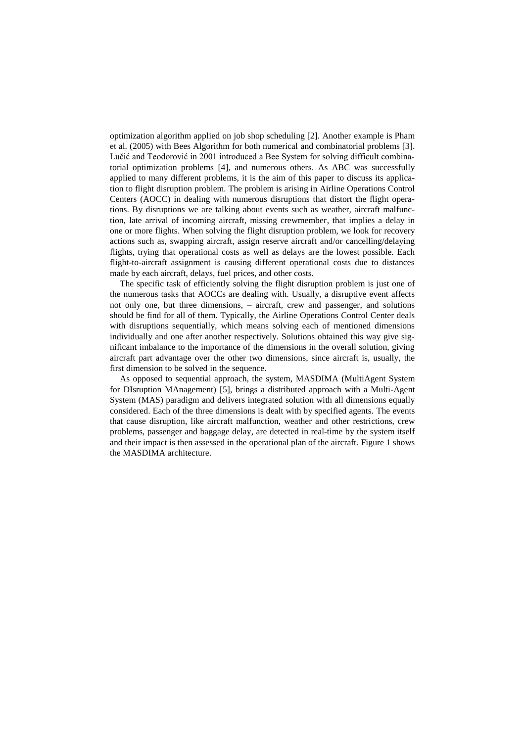optimization algorithm applied on job shop scheduling [2]. Another example is Pham et al. (2005) with Bees Algorithm for both numerical and combinatorial problems [3]. Lučić and Teodorović in 2001 introduced a Bee System for solving difficult combinatorial optimization problems [4], and numerous others. As ABC was successfully applied to many different problems, it is the aim of this paper to discuss its application to flight disruption problem. The problem is arising in Airline Operations Control Centers (AOCC) in dealing with numerous disruptions that distort the flight operations. By disruptions we are talking about events such as weather, aircraft malfunction, late arrival of incoming aircraft, missing crewmember, that implies a delay in one or more flights. When solving the flight disruption problem, we look for recovery actions such as, swapping aircraft, assign reserve aircraft and/or cancelling/delaying flights, trying that operational costs as well as delays are the lowest possible. Each flight-to-aircraft assignment is causing different operational costs due to distances made by each aircraft, delays, fuel prices, and other costs.

The specific task of efficiently solving the flight disruption problem is just one of the numerous tasks that AOCCs are dealing with. Usually, a disruptive event affects not only one, but three dimensions, – aircraft, crew and passenger, and solutions should be find for all of them. Typically, the Airline Operations Control Center deals with disruptions sequentially, which means solving each of mentioned dimensions individually and one after another respectively. Solutions obtained this way give significant imbalance to the importance of the dimensions in the overall solution, giving aircraft part advantage over the other two dimensions, since aircraft is, usually, the first dimension to be solved in the sequence.

As opposed to sequential approach, the system, MASDIMA (MultiAgent System for DIsruption MAnagement) [5], brings a distributed approach with a Multi-Agent System (MAS) paradigm and delivers integrated solution with all dimensions equally considered. Each of the three dimensions is dealt with by specified agents. The events that cause disruption, like aircraft malfunction, weather and other restrictions, crew problems, passenger and baggage delay, are detected in real-time by the system itself and their impact is then assessed in the operational plan of the aircraft. Figure 1 shows the MASDIMA architecture.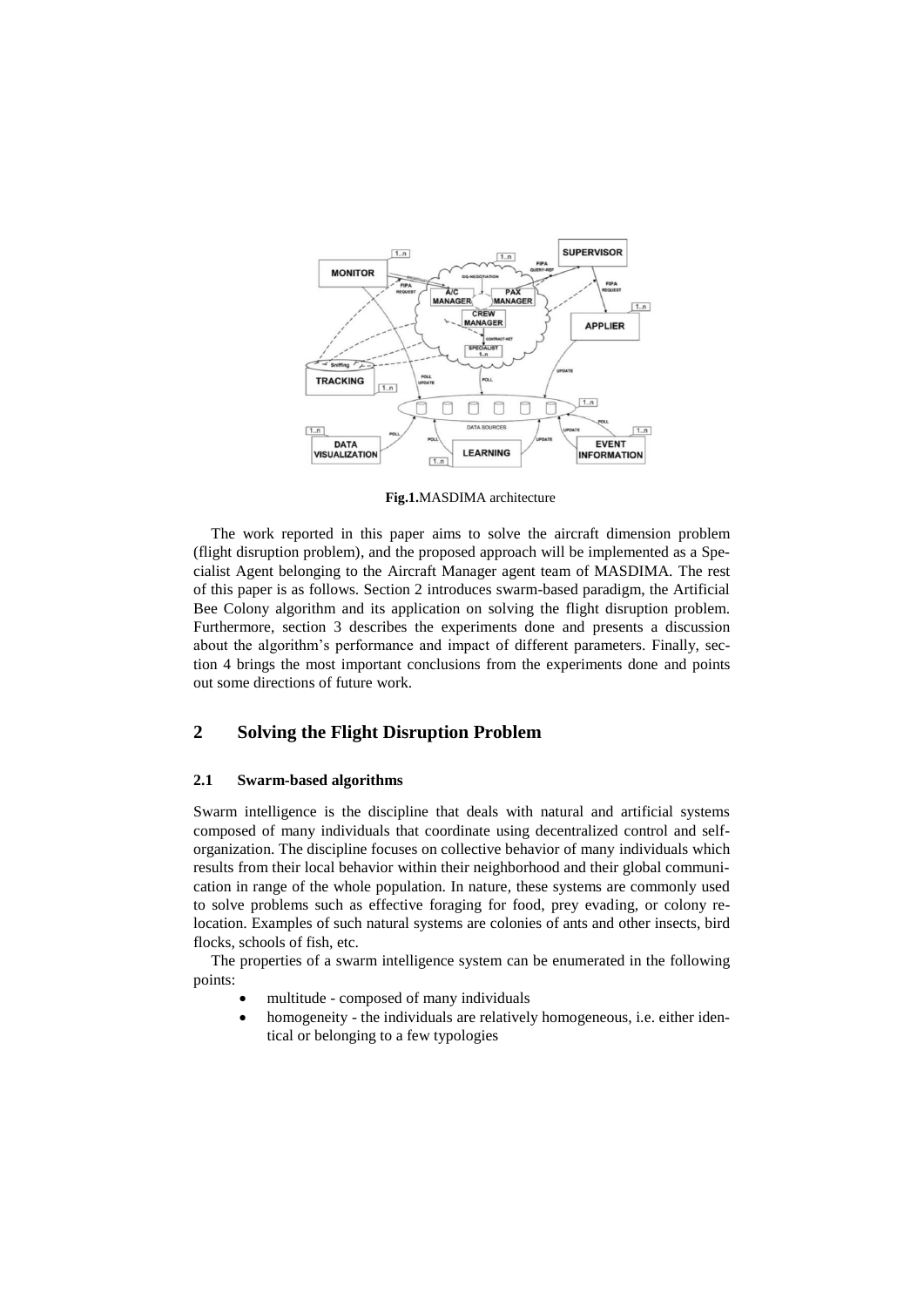**Fig.1.** MASDIMA architecture

The work reported in this paper aims to solve the aircraft dimension problem (flight disruption problem), and the proposed approach will be implemented as a Specialist Agent belonging to the Aircraft Manager agent team of MASDIMA. The rest of this paper is as follows. Section 2 introduces swarm-based paradigm, the Artificial Bee Colony algorithm and its application on solving the flight disruption problem. Furthermore, section 3 describes the experiments done and presents a discussion about the algorithm's performance and impact of different parameters. Finally, section 4 brings the most important conclusions from the experiments done and points out some directions of future work.

## 2 Solving the Flight Disruption Problem

### 2.1 Swarm-based algorithms

Swarm intelligence is the discipline that deals with natural and artificial systems composed of many individuals that coordinate using decentralized control and self-organization. The discipline focuses on collective behavior of many individuals which results from their local behavior within their neighborhood and their global communication in range of the whole population. In nature, these systems are commonly used to solve problems such as effective foraging for food, prey evading, or colony relocation. Examples of such natural systems are colonies of ants and other insects, bird flocks, schools of fish, etc.

The properties of a swarm intelligence system can be enumerated in the following points:

- multitude - composed of many individuals
- homogeneity - the individuals are relatively homogeneous, i.e. either identical or belonging to a few typologies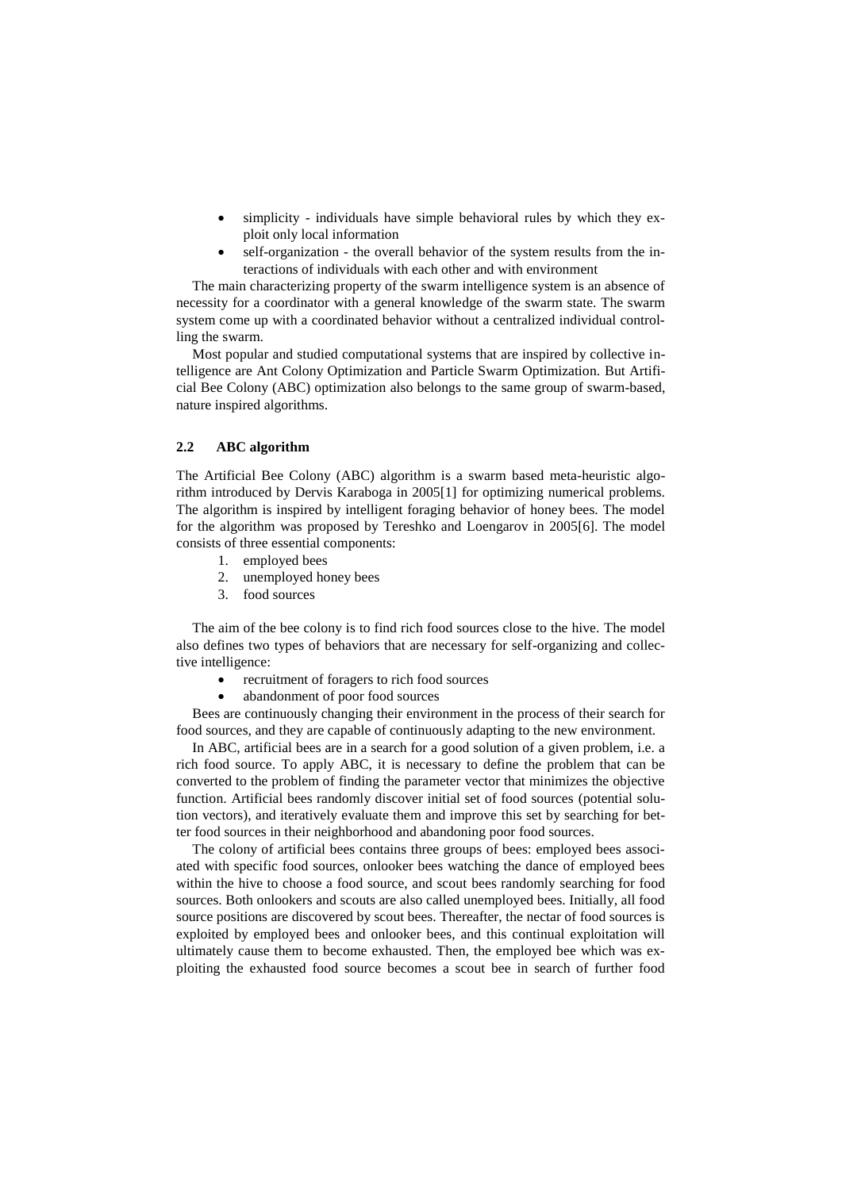- simplicity - individuals have simple behavioral rules by which they exploit only local information
- self-organization - the overall behavior of the system results from the interactions of individuals with each other and with environment

The main characterizing property of the swarm intelligence system is an absence of necessity for a coordinator with a general knowledge of the swarm state. The swarm system come up with a coordinated behavior without a centralized individual controlling the swarm.

Most popular and studied computational systems that are inspired by collective intelligence are Ant Colony Optimization and Particle Swarm Optimization. But Artificial Bee Colony (ABC) optimization also belongs to the same group of swarm-based, nature inspired algorithms.

### 2.2 ABC algorithm

The Artificial Bee Colony (ABC) algorithm is a swarm based meta-heuristic algorithm introduced by Dervis Karaboga in 2005[1] for optimizing numerical problems. The algorithm is inspired by intelligent foraging behavior of honey bees. The model for the algorithm was proposed by Tereshko and Loengarov in 2005[6]. The model consists of three essential components:

1. employed bees
2. unemployed honey bees
3. food sources

The aim of the bee colony is to find rich food sources close to the hive. The model also defines two types of behaviors that are necessary for self-organizing and collective intelligence:

- recruitment of foragers to rich food sources
- abandonment of poor food sources

Bees are continuously changing their environment in the process of their search for food sources, and they are capable of continuously adapting to the new environment.

In ABC, artificial bees are in a search for a good solution of a given problem, i.e. a rich food source. To apply ABC, it is necessary to define the problem that can be converted to the problem of finding the parameter vector that minimizes the objective function. Artificial bees randomly discover initial set of food sources (potential solution vectors), and iteratively evaluate them and improve this set by searching for better food sources in their neighborhood and abandoning poor food sources.

The colony of artificial bees contains three groups of bees: employed bees associated with specific food sources, onlooker bees watching the dance of employed bees within the hive to choose a food source, and scout bees randomly searching for food sources. Both onlookers and scouts are also called unemployed bees. Initially, all food source positions are discovered by scout bees. Thereafter, the nectar of food sources is exploited by employed bees and onlooker bees, and this continual exploitation will ultimately cause them to become exhausted. Then, the employed bee which was exploiting the exhausted food source becomes a scout bee in search of further food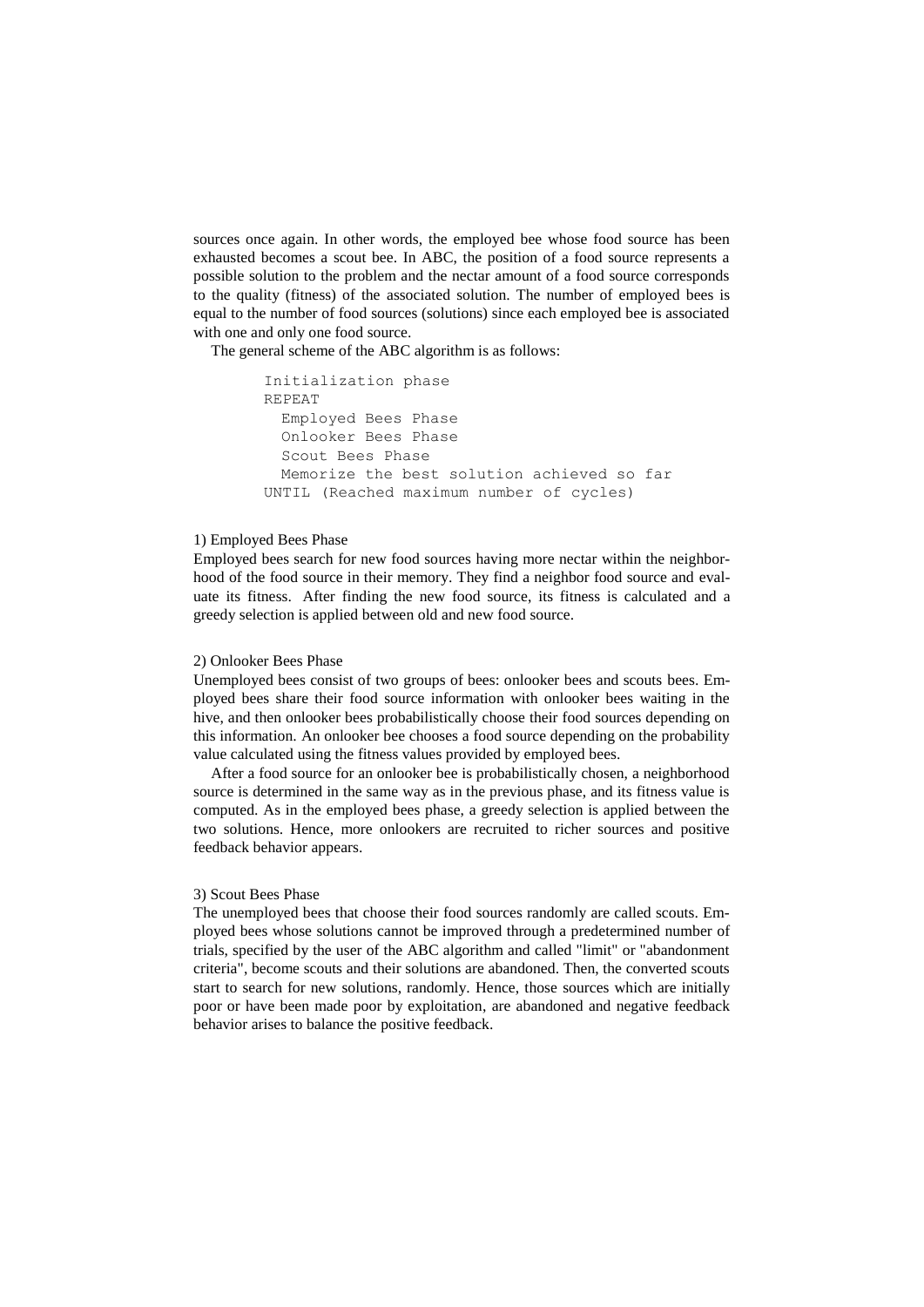sources once again. In other words, the employed bee whose food source has been exhausted becomes a scout bee. In ABC, the position of a food source represents a possible solution to the problem and the nectar amount of a food source corresponds to the quality (fitness) of the associated solution. The number of employed bees is equal to the number of food sources (solutions) since each employed bee is associated with one and only one food source.

The general scheme of the ABC algorithm is as follows:

```
Initialization phase
REPEAT
  Employed Bees Phase
  Onlooker Bees Phase
  Scout Bees Phase
  Memorize the best solution achieved so far
UNTIL (Reached maximum number of cycles)
```

1) Employed Bees Phase

Employed bees search for new food sources having more nectar within the neighborhood of the food source in their memory. They find a neighbor food source and evaluate its fitness. After finding the new food source, its fitness is calculated and a greedy selection is applied between old and new food source.

2) Onlooker Bees Phase

Unemployed bees consist of two groups of bees: onlooker bees and scouts bees. Employed bees share their food source information with onlooker bees waiting in the hive, and then onlooker bees probabilistically choose their food sources depending on this information. An onlooker bee chooses a food source depending on the probability value calculated using the fitness values provided by employed bees.

After a food source for an onlooker bee is probabilistically chosen, a neighborhood source is determined in the same way as in the previous phase, and its fitness value is computed. As in the employed bees phase, a greedy selection is applied between the two solutions. Hence, more onlookers are recruited to richer sources and positive feedback behavior appears.

3) Scout Bees Phase

The unemployed bees that choose their food sources randomly are called scouts. Employed bees whose solutions cannot be improved through a predetermined number of trials, specified by the user of the ABC algorithm and called "limit" or "abandonment criteria", become scouts and their solutions are abandoned. Then, the converted scouts start to search for new solutions, randomly. Hence, those sources which are initially poor or have been made poor by exploitation, are abandoned and negative feedback behavior arises to balance the positive feedback.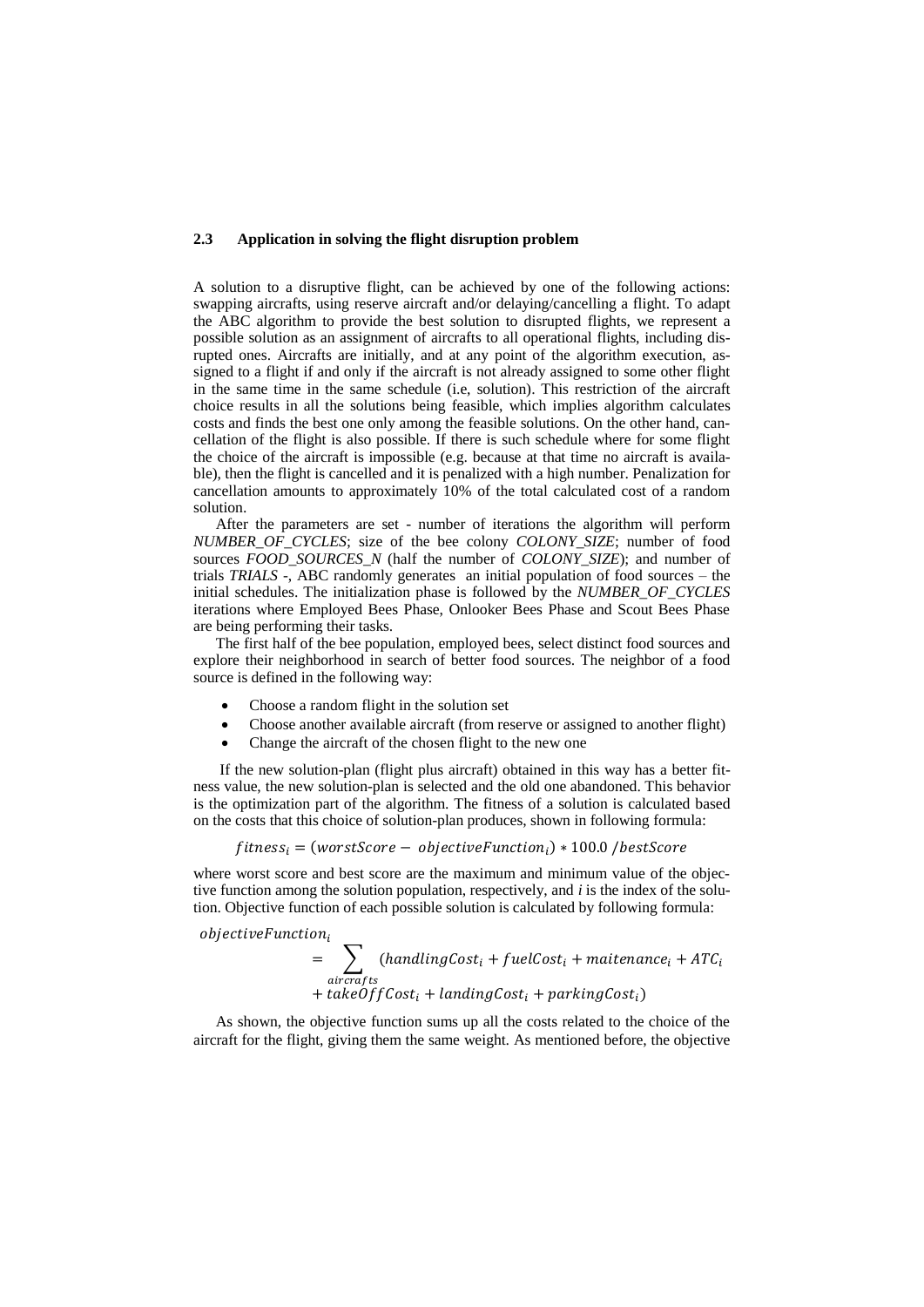### 2.3 Application in solving the flight disruption problem

A solution to a disruptive flight, can be achieved by one of the following actions: swapping aircrafts, using reserve aircraft and/or delaying/cancelling a flight. To adapt the ABC algorithm to provide the best solution to disrupted flights, we represent a possible solution as an assignment of aircrafts to all operational flights, including disrupted ones. Aircrafts are initially, and at any point of the algorithm execution, assigned to a flight if and only if the aircraft is not already assigned to some other flight in the same time in the same schedule (i.e, solution). This restriction of the aircraft choice results in all the solutions being feasible, which implies algorithm calculates costs and finds the best one only among the feasible solutions. On the other hand, cancellation of the flight is also possible. If there is such schedule where for some flight the choice of the aircraft is impossible (e.g. because at that time no aircraft is available), then the flight is cancelled and it is penalized with a high number. Penalization for cancellation amounts to approximately 10% of the total calculated cost of a random solution.

After the parameters are set - number of iterations the algorithm will perform *NUMBER_OF_CYCLES*; size of the bee colony *COLONY_SIZE*; number of food sources *FOOD_SOURCES_N* (half the number of *COLONY_SIZE*); and number of trials *TRIALS* -, ABC randomly generates an initial population of food sources – the initial schedules. The initialization phase is followed by the *NUMBER_OF_CYCLES* iterations where Employed Bees Phase, Onlooker Bees Phase and Scout Bees Phase are being performing their tasks.

The first half of the bee population, employed bees, select distinct food sources and explore their neighborhood in search of better food sources. The neighbor of a food source is defined in the following way:

- Choose a random flight in the solution set
- Choose another available aircraft (from reserve or assigned to another flight)
- Change the aircraft of the chosen flight to the new one

If the new solution-plan (flight plus aircraft) obtained in this way has a better fitness value, the new solution-plan is selected and the old one abandoned. This behavior is the optimization part of the algorithm. The fitness of a solution is calculated based on the costs that this choice of solution-plan produces, shown in following formula:

$$fitness_i = (worstScore - objectiveFunction_i) * 100.0 / bestScore$$

where worst score and best score are the maximum and minimum value of the objective function among the solution population, respectively, and *i* is the index of the solution. Objective function of each possible solution is calculated by following formula:

$$objectiveFunction_i = \sum_{aircrafts} (handlingCost_i + fuelCost_i + maitenance_i + ATC_i + takeOffCost_i + landingCost_i + parkingCost_i)$$

As shown, the objective function sums up all the costs related to the choice of the aircraft for the flight, giving them the same weight. As mentioned before, the objective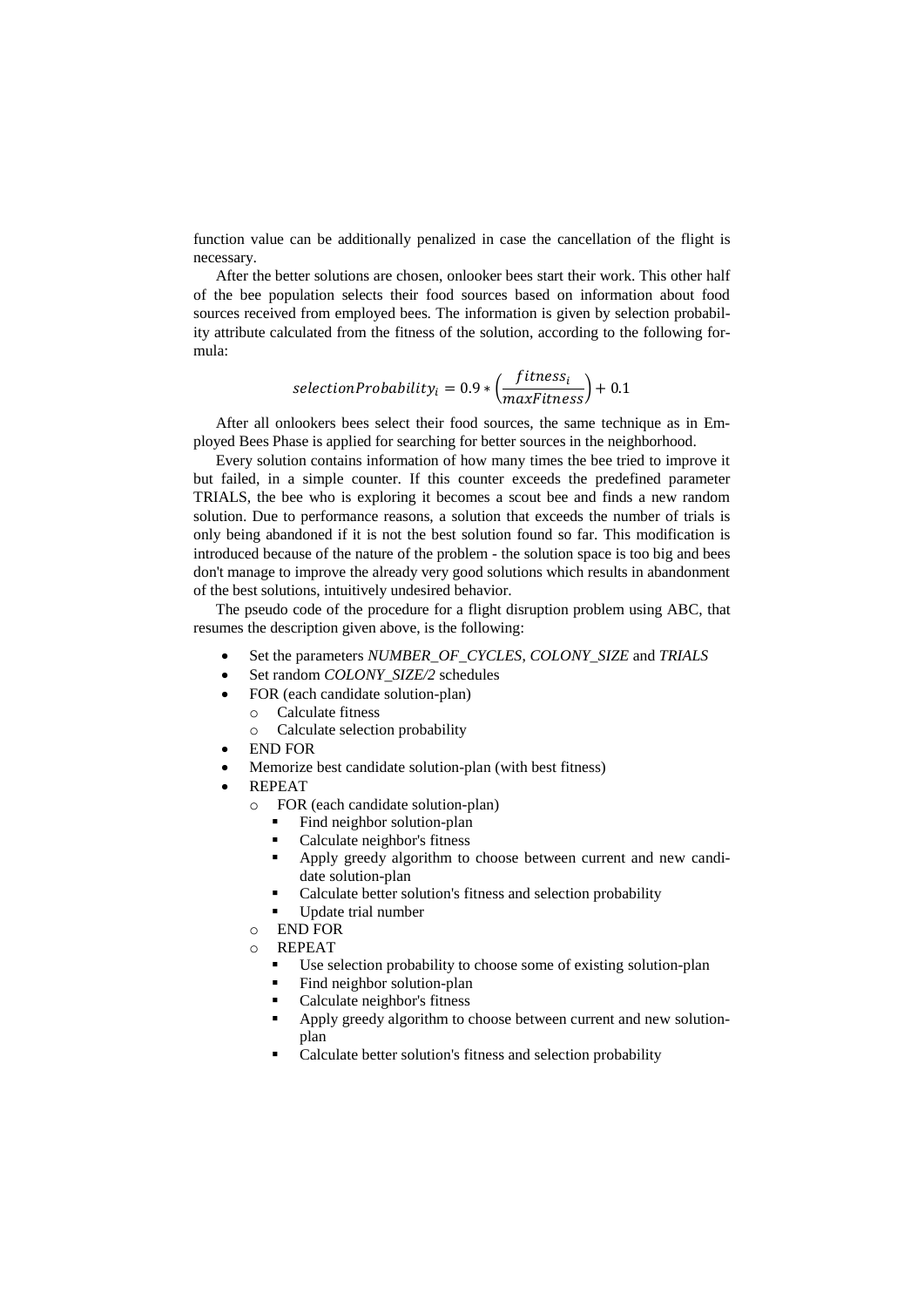function value can be additionally penalized in case the cancellation of the flight is necessary.

After the better solutions are chosen, onlooker bees start their work. This other half of the bee population selects their food sources based on information about food sources received from employed bees. The information is given by selection probability attribute calculated from the fitness of the solution, according to the following formula:

$$selectionProbability_i = 0.9 * \left(\frac{fitness_i}{maxFitness}\right) + 0.1$$

After all onlookers bees select their food sources, the same technique as in Employed Bees Phase is applied for searching for better sources in the neighborhood.

Every solution contains information of how many times the bee tried to improve it but failed, in a simple counter. If this counter exceeds the predefined parameter TRIALS, the bee who is exploring it becomes a scout bee and finds a new random solution. Due to performance reasons, a solution that exceeds the number of trials is only being abandoned if it is not the best solution found so far. This modification is introduced because of the nature of the problem - the solution space is too big and bees don't manage to improve the already very good solutions which results in abandonment of the best solutions, intuitively undesired behavior.

The pseudo code of the procedure for a flight disruption problem using ABC, that resumes the description given above, is the following:

- Set the parameters *NUMBER_OF_CYCLES*, *COLONY_SIZE* and *TRIALS*
- Set random *COLONY_SIZE/2* schedules
- FOR (each candidate solution-plan)
  - Calculate fitness
  - Calculate selection probability
- END FOR
- Memorize best candidate solution-plan (with best fitness)
- REPEAT
  - FOR (each candidate solution-plan)
    - Find neighbor solution-plan
    - Calculate neighbor's fitness
    - Apply greedy algorithm to choose between current and new candidate solution-plan
    - Calculate better solution's fitness and selection probability
    - Update trial number
  - END FOR
  - REPEAT
    - Use selection probability to choose some of existing solution-plan
    - Find neighbor solution-plan
    - Calculate neighbor's fitness
    - Apply greedy algorithm to choose between current and new solution-plan
    - Calculate better solution's fitness and selection probability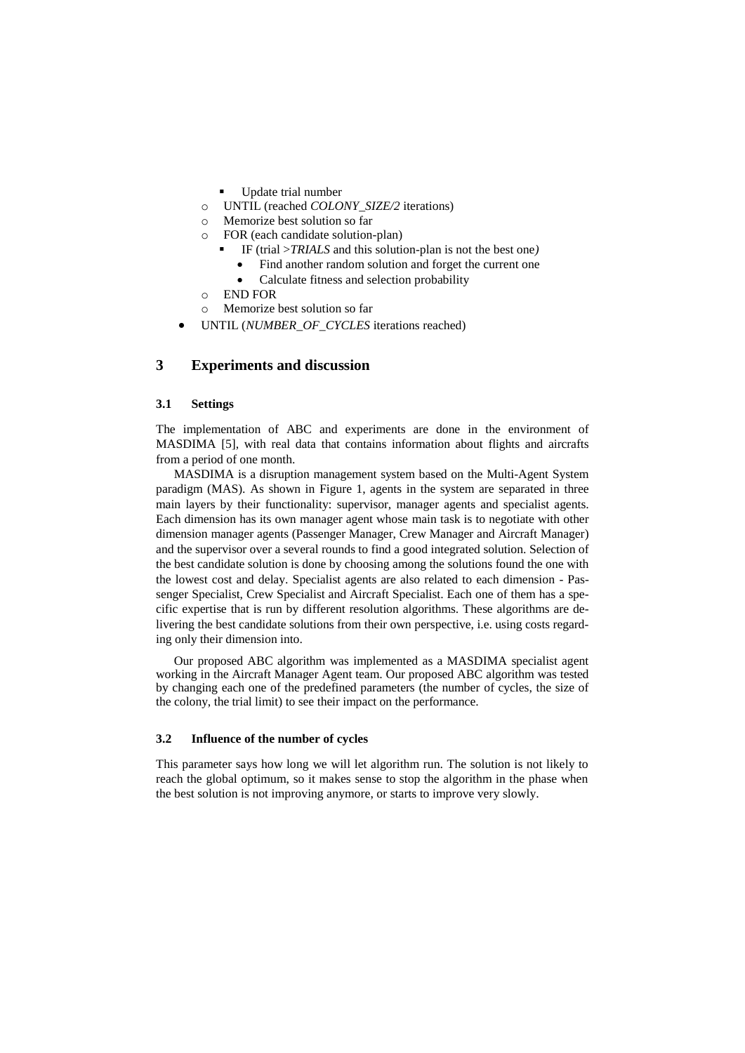- Update trial number
- UNTIL (reached *COLONY_SIZE/2* iterations)
- Memorize best solution so far
- FOR (each candidate solution-plan)
  - IF (trial >*TRIALS* and this solution-plan is not the best one*)*
    - Find another random solution and forget the current one
    - Calculate fitness and selection probability
- END FOR
- Memorize best solution so far

- UNTIL (*NUMBER_OF_CYCLES* iterations reached)

## 3 Experiments and discussion

### 3.1 Settings

The implementation of ABC and experiments are done in the environment of MASDIMA [5], with real data that contains information about flights and aircrafts from a period of one month.

MASDIMA is a disruption management system based on the Multi-Agent System paradigm (MAS). As shown in Figure 1, agents in the system are separated in three main layers by their functionality: supervisor, manager agents and specialist agents. Each dimension has its own manager agent whose main task is to negotiate with other dimension manager agents (Passenger Manager, Crew Manager and Aircraft Manager) and the supervisor over a several rounds to find a good integrated solution. Selection of the best candidate solution is done by choosing among the solutions found the one with the lowest cost and delay. Specialist agents are also related to each dimension - Passenger Specialist, Crew Specialist and Aircraft Specialist. Each one of them has a specific expertise that is run by different resolution algorithms. These algorithms are delivering the best candidate solutions from their own perspective, i.e. using costs regarding only their dimension into.

Our proposed ABC algorithm was implemented as a MASDIMA specialist agent working in the Aircraft Manager Agent team. Our proposed ABC algorithm was tested by changing each one of the predefined parameters (the number of cycles, the size of the colony, the trial limit) to see their impact on the performance.

### 3.2 Influence of the number of cycles

This parameter says how long we will let algorithm run. The solution is not likely to reach the global optimum, so it makes sense to stop the algorithm in the phase when the best solution is not improving anymore, or starts to improve very slowly.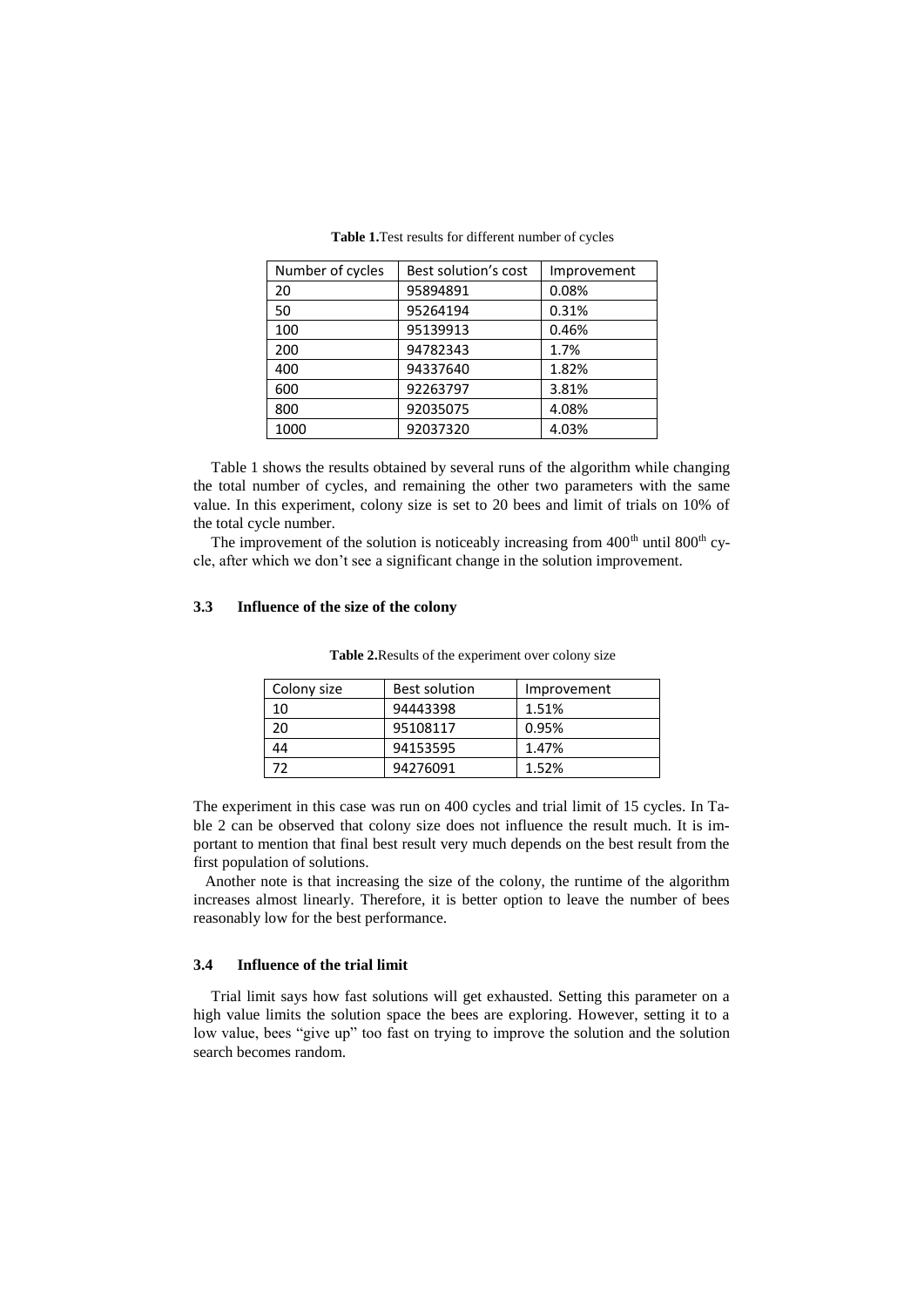**Table 1.** Test results for different number of cycles

| Number of cycles | Best solution's cost | Improvement |
|---|---|---|
| 20 | 95894891 | 0.08% |
| 50 | 95264194 | 0.31% |
| 100 | 95139913 | 0.46% |
| 200 | 94782343 | 1.7% |
| 400 | 94337640 | 1.82% |
| 600 | 92263797 | 3.81% |
| 800 | 92035075 | 4.08% |
| 1000 | 92037320 | 4.03% |

Table 1 shows the results obtained by several runs of the algorithm while changing the total number of cycles, and remaining the other two parameters with the same value. In this experiment, colony size is set to 20 bees and limit of trials on 10% of the total cycle number.

The improvement of the solution is noticeably increasing from 400$^{th}$ until 800$^{th}$ cycle, after which we don't see a significant change in the solution improvement.

### 3.3 Influence of the size of the colony

**Table 2.** Results of the experiment over colony size

| Colony size | Best solution | Improvement |
|---|---|---|
| 10 | 94443398 | 1.51% |
| 20 | 95108117 | 0.95% |
| 44 | 94153595 | 1.47% |
| 72 | 94276091 | 1.52% |

The experiment in this case was run on 400 cycles and trial limit of 15 cycles. In Table 2 can be observed that colony size does not influence the result much. It is important to mention that final best result very much depends on the best result from the first population of solutions.

Another note is that increasing the size of the colony, the runtime of the algorithm increases almost linearly. Therefore, it is better option to leave the number of bees reasonably low for the best performance.

### 3.4 Influence of the trial limit

Trial limit says how fast solutions will get exhausted. Setting this parameter on a high value limits the solution space the bees are exploring. However, setting it to a low value, bees "give up" too fast on trying to improve the solution and the solution search becomes random.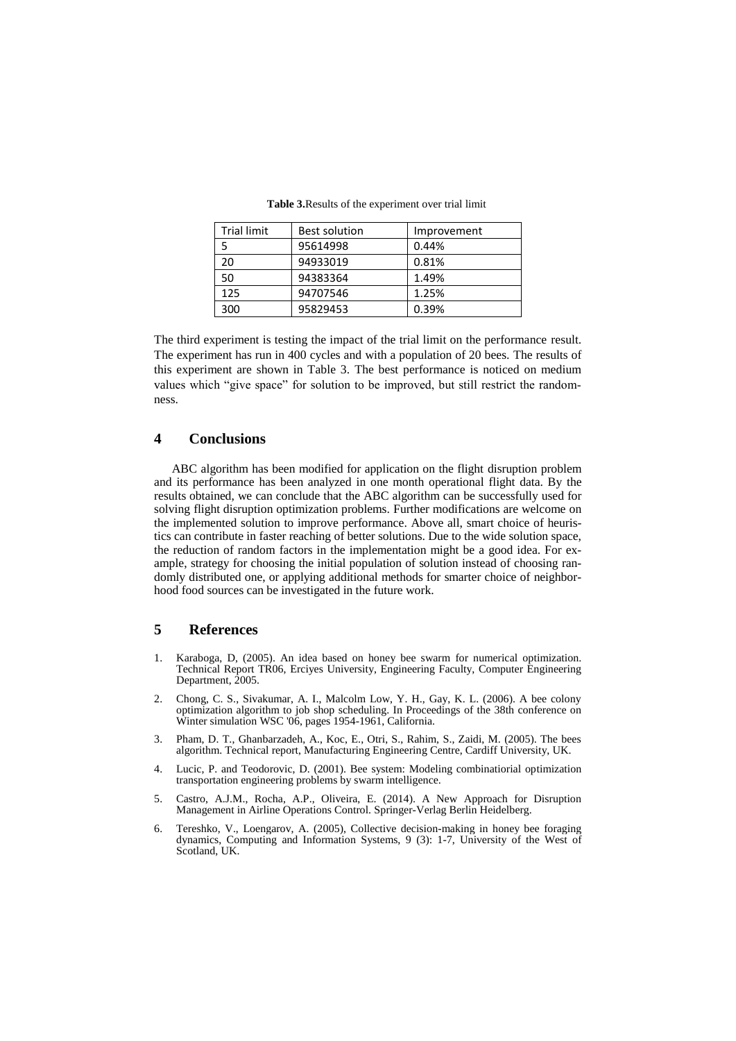**Table 3.**Results of the experiment over trial limit

| Trial limit | Best solution | Improvement |
| --- | --- | --- |
| 5 | 95614998 | 0.44% |
| 20 | 94933019 | 0.81% |
| 50 | 94383364 | 1.49% |
| 125 | 94707546 | 1.25% |
| 300 | 95829453 | 0.39% |

The third experiment is testing the impact of the trial limit on the performance result. The experiment has run in 400 cycles and with a population of 20 bees. The results of this experiment are shown in Table 3. The best performance is noticed on medium values which "give space" for solution to be improved, but still restrict the randomness.

## 4 Conclusions

ABC algorithm has been modified for application on the flight disruption problem and its performance has been analyzed in one month operational flight data. By the results obtained, we can conclude that the ABC algorithm can be successfully used for solving flight disruption optimization problems. Further modifications are welcome on the implemented solution to improve performance. Above all, smart choice of heuristics can contribute in faster reaching of better solutions. Due to the wide solution space, the reduction of random factors in the implementation might be a good idea. For example, strategy for choosing the initial population of solution instead of choosing randomly distributed one, or applying additional methods for smarter choice of neighborhood food sources can be investigated in the future work.

## 5 References

1. Karaboga, D, (2005). An idea based on honey bee swarm for numerical optimization. Technical Report TR06, Erciyes University, Engineering Faculty, Computer Engineering Department, 2005.
2. Chong, C. S., Sivakumar, A. I., Malcolm Low, Y. H., Gay, K. L. (2006). A bee colony optimization algorithm to job shop scheduling. In Proceedings of the 38th conference on Winter simulation WSC '06, pages 1954-1961, California.
3. Pham, D. T., Ghanbarzadeh, A., Koc, E., Otri, S., Rahim, S., Zaidi, M. (2005). The bees algorithm. Technical report, Manufacturing Engineering Centre, Cardiff University, UK.
4. Lucic, P. and Teodorovic, D. (2001). Bee system: Modeling combinatiorial optimization transportation engineering problems by swarm intelligence.
5. Castro, A.J.M., Rocha, A.P., Oliveira, E. (2014). A New Approach for Disruption Management in Airline Operations Control. Springer-Verlag Berlin Heidelberg.
6. Tereshko, V., Loengarov, A. (2005), Collective decision-making in honey bee foraging dynamics, Computing and Information Systems, 9 (3): 1-7, University of the West of Scotland, UK.